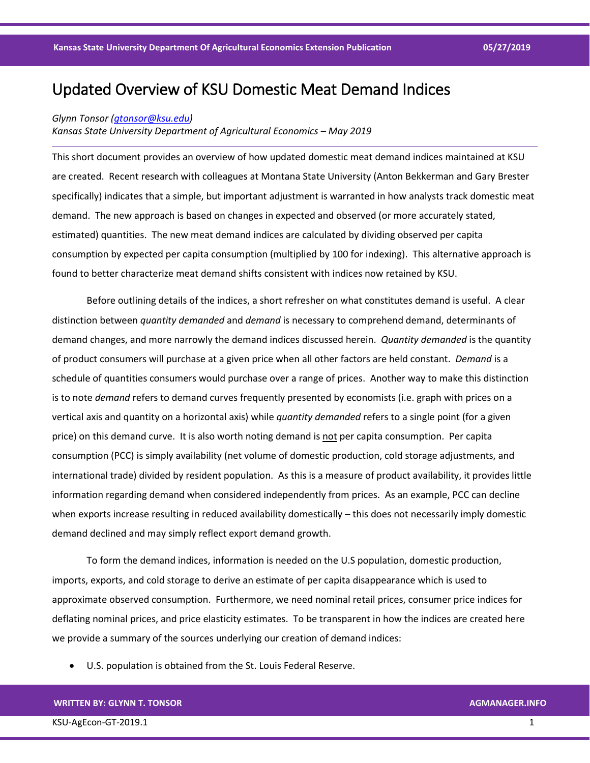# Updated Overview of KSU Domestic Meat Demand Indices

*Glynn Tonsor (gtonsor@ksu.edu)*
*Kansas State University Department of Agricultural Economics – May 2019*

This short document provides an overview of how updated domestic meat demand indices maintained at KSU are created. Recent research with colleagues at Montana State University (Anton Bekkerman and Gary Brester specifically) indicates that a simple, but important adjustment is warranted in how analysts track domestic meat demand. The new approach is based on changes in expected and observed (or more accurately stated, estimated) quantities. The new meat demand indices are calculated by dividing observed per capita consumption by expected per capita consumption (multiplied by 100 for indexing). This alternative approach is found to better characterize meat demand shifts consistent with indices now retained by KSU.

Before outlining details of the indices, a short refresher on what constitutes demand is useful. A clear distinction between *quantity demanded* and *demand* is necessary to comprehend demand, determinants of demand changes, and more narrowly the demand indices discussed herein. *Quantity demanded* is the quantity of product consumers will purchase at a given price when all other factors are held constant. *Demand* is a schedule of quantities consumers would purchase over a range of prices. Another way to make this distinction is to note *demand* refers to demand curves frequently presented by economists (i.e. graph with prices on a vertical axis and quantity on a horizontal axis) while *quantity demanded* refers to a single point (for a given price) on this demand curve. It is also worth noting demand is <u>not</u> per capita consumption. Per capita consumption (PCC) is simply availability (net volume of domestic production, cold storage adjustments, and international trade) divided by resident population. As this is a measure of product availability, it provides little information regarding demand when considered independently from prices. As an example, PCC can decline when exports increase resulting in reduced availability domestically – this does not necessarily imply domestic demand declined and may simply reflect export demand growth.

To form the demand indices, information is needed on the U.S population, domestic production, imports, exports, and cold storage to derive an estimate of per capita disappearance which is used to approximate observed consumption. Furthermore, we need nominal retail prices, consumer price indices for deflating nominal prices, and price elasticity estimates. To be transparent in how the indices are created here we provide a summary of the sources underlying our creation of demand indices:

- U.S. population is obtained from the St. Louis Federal Reserve.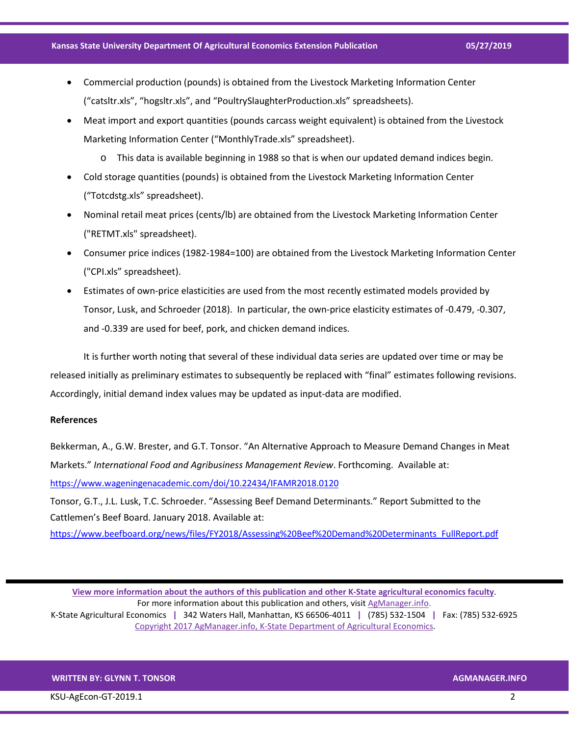- Commercial production (pounds) is obtained from the Livestock Marketing Information Center ("catsltr.xls", "hogsltr.xls", and "PoultrySlaughterProduction.xls" spreadsheets).
- Meat import and export quantities (pounds carcass weight equivalent) is obtained from the Livestock Marketing Information Center ("MonthlyTrade.xls" spreadsheet).
  - This data is available beginning in 1988 so that is when our updated demand indices begin.
- Cold storage quantities (pounds) is obtained from the Livestock Marketing Information Center ("Totcdstg.xls" spreadsheet).
- Nominal retail meat prices (cents/lb) are obtained from the Livestock Marketing Information Center ("RETMT.xls" spreadsheet).
- Consumer price indices (1982-1984=100) are obtained from the Livestock Marketing Information Center ("CPI.xls" spreadsheet).
- Estimates of own-price elasticities are used from the most recently estimated models provided by Tonsor, Lusk, and Schroeder (2018). In particular, the own-price elasticity estimates of -0.479, -0.307, and -0.339 are used for beef, pork, and chicken demand indices.

It is further worth noting that several of these individual data series are updated over time or may be released initially as preliminary estimates to subsequently be replaced with "final" estimates following revisions. Accordingly, initial demand index values may be updated as input-data are modified.

**References**

Bekkerman, A., G.W. Brester, and G.T. Tonsor. "An Alternative Approach to Measure Demand Changes in Meat Markets." *International Food and Agribusiness Management Review*. Forthcoming. Available at: https://www.wageningenacademic.com/doi/10.22434/IFAMR2018.0120

Tonsor, G.T., J.L. Lusk, T.C. Schroeder. "Assessing Beef Demand Determinants." Report Submitted to the Cattlemen's Beef Board. January 2018. Available at: https://www.beefboard.org/news/files/FY2018/Assessing%20Beef%20Demand%20Determinants_FullReport.pdf

View more information about the authors of this publication and other K-State agricultural economics faculty.
For more information about this publication and others, visit AgManager.info.
K-State Agricultural Economics | 342 Waters Hall, Manhattan, KS 66506-4011 | (785) 532-1504 | Fax: (785) 532-6925
Copyright 2017 AgManager.info, K-State Department of Agricultural Economics.